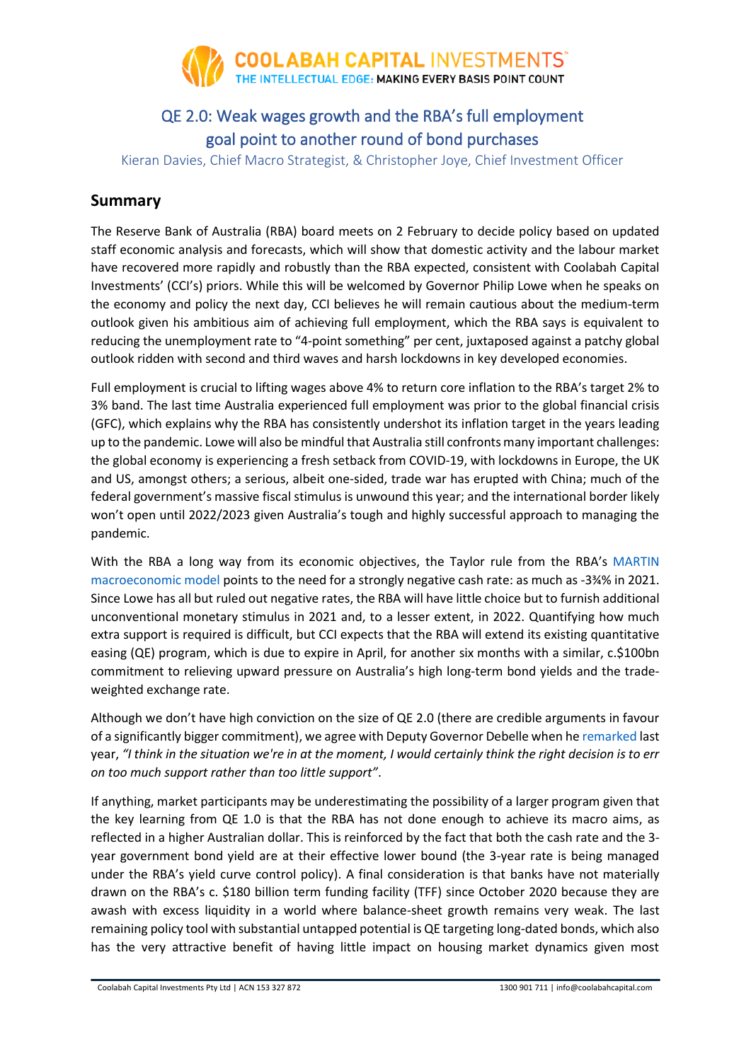# QE 2.0: Weak wages growth and the RBA's full employment goal point to another round of bond purchases

Kieran Davies, Chief Macro Strategist, & Christopher Joye, Chief Investment Officer

## Summary

The Reserve Bank of Australia (RBA) board meets on 2 February to decide policy based on updated staff economic analysis and forecasts, which will show that domestic activity and the labour market have recovered more rapidly and robustly than the RBA expected, consistent with Coolabah Capital Investments' (CCI's) priors. While this will be welcomed by Governor Philip Lowe when he speaks on the economy and policy the next day, CCI believes he will remain cautious about the medium-term outlook given his ambitious aim of achieving full employment, which the RBA says is equivalent to reducing the unemployment rate to "4-point something" per cent, juxtaposed against a patchy global outlook ridden with second and third waves and harsh lockdowns in key developed economies.

Full employment is crucial to lifting wages above 4% to return core inflation to the RBA's target 2% to 3% band. The last time Australia experienced full employment was prior to the global financial crisis (GFC), which explains why the RBA has consistently undershot its inflation target in the years leading up to the pandemic. Lowe will also be mindful that Australia still confronts many important challenges: the global economy is experiencing a fresh setback from COVID-19, with lockdowns in Europe, the UK and US, amongst others; a serious, albeit one-sided, trade war has erupted with China; much of the federal government's massive fiscal stimulus is unwound this year; and the international border likely won't open until 2022/2023 given Australia's tough and highly successful approach to managing the pandemic.

With the RBA a long way from its economic objectives, the Taylor rule from the RBA's MARTIN macroeconomic model points to the need for a strongly negative cash rate: as much as -3¾% in 2021. Since Lowe has all but ruled out negative rates, the RBA will have little choice but to furnish additional unconventional monetary stimulus in 2021 and, to a lesser extent, in 2022. Quantifying how much extra support is required is difficult, but CCI expects that the RBA will extend its existing quantitative easing (QE) program, which is due to expire in April, for another six months with a similar, c.$100bn commitment to relieving upward pressure on Australia's high long-term bond yields and the trade-weighted exchange rate.

Although we don't have high conviction on the size of QE 2.0 (there are credible arguments in favour of a significantly bigger commitment), we agree with Deputy Governor Debelle when he remarked last year, *"I think in the situation we're in at the moment, I would certainly think the right decision is to err on too much support rather than too little support"*.

If anything, market participants may be underestimating the possibility of a larger program given that the key learning from QE 1.0 is that the RBA has not done enough to achieve its macro aims, as reflected in a higher Australian dollar. This is reinforced by the fact that both the cash rate and the 3-year government bond yield are at their effective lower bound (the 3-year rate is being managed under the RBA's yield curve control policy). A final consideration is that banks have not materially drawn on the RBA's c. $180 billion term funding facility (TFF) since October 2020 because they are awash with excess liquidity in a world where balance-sheet growth remains very weak. The last remaining policy tool with substantial untapped potential is QE targeting long-dated bonds, which also has the very attractive benefit of having little impact on housing market dynamics given most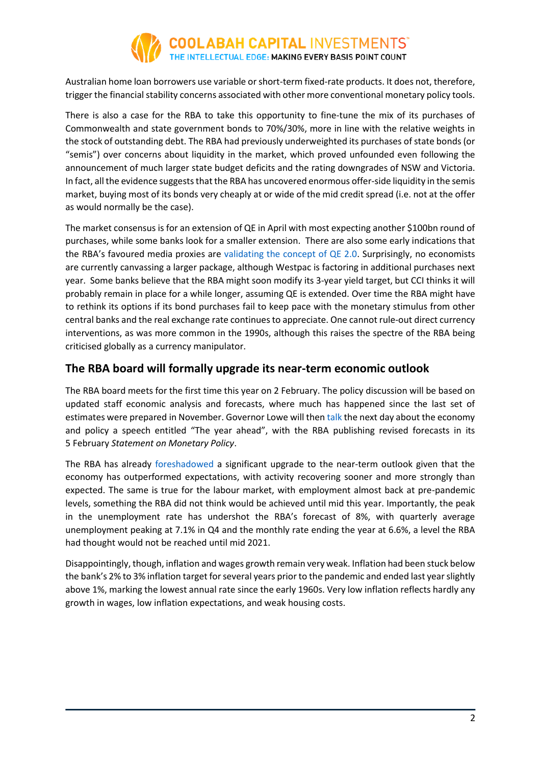Australian home loan borrowers use variable or short-term fixed-rate products. It does not, therefore, trigger the financial stability concerns associated with other more conventional monetary policy tools.

There is also a case for the RBA to take this opportunity to fine-tune the mix of its purchases of Commonwealth and state government bonds to 70%/30%, more in line with the relative weights in the stock of outstanding debt. The RBA had previously underweighted its purchases of state bonds (or "semis") over concerns about liquidity in the market, which proved unfounded even following the announcement of much larger state budget deficits and the rating downgrades of NSW and Victoria. In fact, all the evidence suggests that the RBA has uncovered enormous offer-side liquidity in the semis market, buying most of its bonds very cheaply at or wide of the mid credit spread (i.e. not at the offer as would normally be the case).

The market consensus is for an extension of QE in April with most expecting another $100bn round of purchases, while some banks look for a smaller extension. There are also some early indications that the RBA's favoured media proxies are validating the concept of QE 2.0. Surprisingly, no economists are currently canvassing a larger package, although Westpac is factoring in additional purchases next year. Some banks believe that the RBA might soon modify its 3-year yield target, but CCI thinks it will probably remain in place for a while longer, assuming QE is extended. Over time the RBA might have to rethink its options if its bond purchases fail to keep pace with the monetary stimulus from other central banks and the real exchange rate continues to appreciate. One cannot rule-out direct currency interventions, as was more common in the 1990s, although this raises the spectre of the RBA being criticised globally as a currency manipulator.

## The RBA board will formally upgrade its near-term economic outlook

The RBA board meets for the first time this year on 2 February. The policy discussion will be based on updated staff economic analysis and forecasts, where much has happened since the last set of estimates were prepared in November. Governor Lowe will then talk the next day about the economy and policy a speech entitled "The year ahead", with the RBA publishing revised forecasts in its 5 February *Statement on Monetary Policy*.

The RBA has already foreshadowed a significant upgrade to the near-term outlook given that the economy has outperformed expectations, with activity recovering sooner and more strongly than expected. The same is true for the labour market, with employment almost back at pre-pandemic levels, something the RBA did not think would be achieved until mid this year. Importantly, the peak in the unemployment rate has undershot the RBA's forecast of 8%, with quarterly average unemployment peaking at 7.1% in Q4 and the monthly rate ending the year at 6.6%, a level the RBA had thought would not be reached until mid 2021.

Disappointingly, though, inflation and wages growth remain very weak. Inflation had been stuck below the bank's 2% to 3% inflation target for several years prior to the pandemic and ended last year slightly above 1%, marking the lowest annual rate since the early 1960s. Very low inflation reflects hardly any growth in wages, low inflation expectations, and weak housing costs.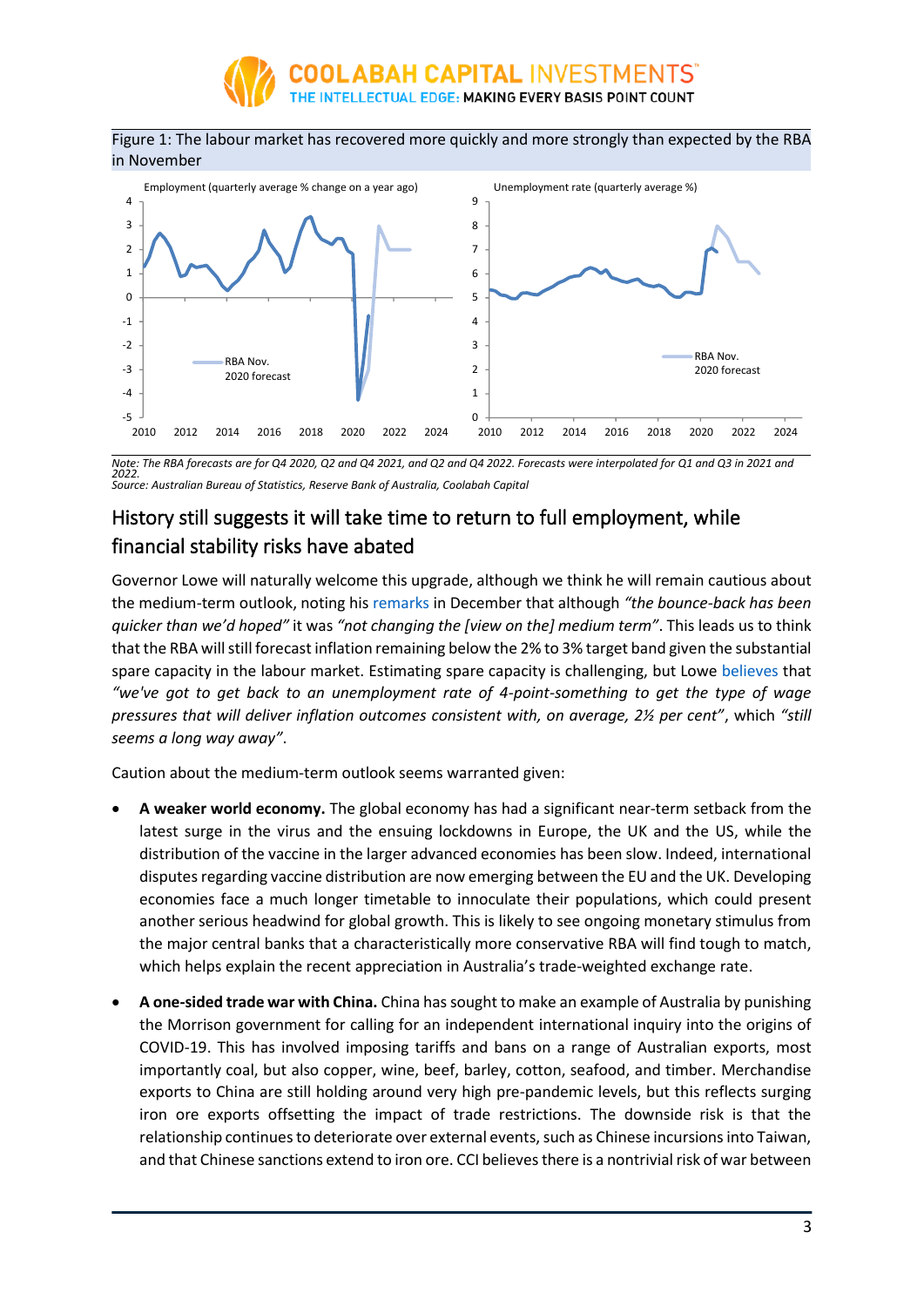Figure 1: The labour market has recovered more quickly and more strongly than expected by the RBA in November

*Note: The RBA forecasts are for Q4 2020, Q2 and Q4 2021, and Q2 and Q4 2022. Forecasts were interpolated for Q1 and Q3 in 2021 and 2022.*
*Source: Australian Bureau of Statistics, Reserve Bank of Australia, Coolabah Capital*

## History still suggests it will take time to return to full employment, while financial stability risks have abated

Governor Lowe will naturally welcome this upgrade, although we think he will remain cautious about the medium-term outlook, noting his remarks in December that although *"the bounce-back has been quicker than we'd hoped"* it was *"not changing the [view on the] medium term"*. This leads us to think that the RBA will still forecast inflation remaining below the 2% to 3% target band given the substantial spare capacity in the labour market. Estimating spare capacity is challenging, but Lowe believes that *"we've got to get back to an unemployment rate of 4-point-something to get the type of wage pressures that will deliver inflation outcomes consistent with, on average, 2½ per cent"*, which *"still seems a long way away"*.

Caution about the medium-term outlook seems warranted given:

- **A weaker world economy.** The global economy has had a significant near-term setback from the latest surge in the virus and the ensuing lockdowns in Europe, the UK and the US, while the distribution of the vaccine in the larger advanced economies has been slow. Indeed, international disputes regarding vaccine distribution are now emerging between the EU and the UK. Developing economies face a much longer timetable to innoculate their populations, which could present another serious headwind for global growth. This is likely to see ongoing monetary stimulus from the major central banks that a characteristically more conservative RBA will find tough to match, which helps explain the recent appreciation in Australia's trade-weighted exchange rate.
- **A one-sided trade war with China.** China has sought to make an example of Australia by punishing the Morrison government for calling for an independent international inquiry into the origins of COVID-19. This has involved imposing tariffs and bans on a range of Australian exports, most importantly coal, but also copper, wine, beef, barley, cotton, seafood, and timber. Merchandise exports to China are still holding around very high pre-pandemic levels, but this reflects surging iron ore exports offsetting the impact of trade restrictions. The downside risk is that the relationship continues to deteriorate over external events, such as Chinese incursions into Taiwan, and that Chinese sanctions extend to iron ore. CCI believes there is a nontrivial risk of war between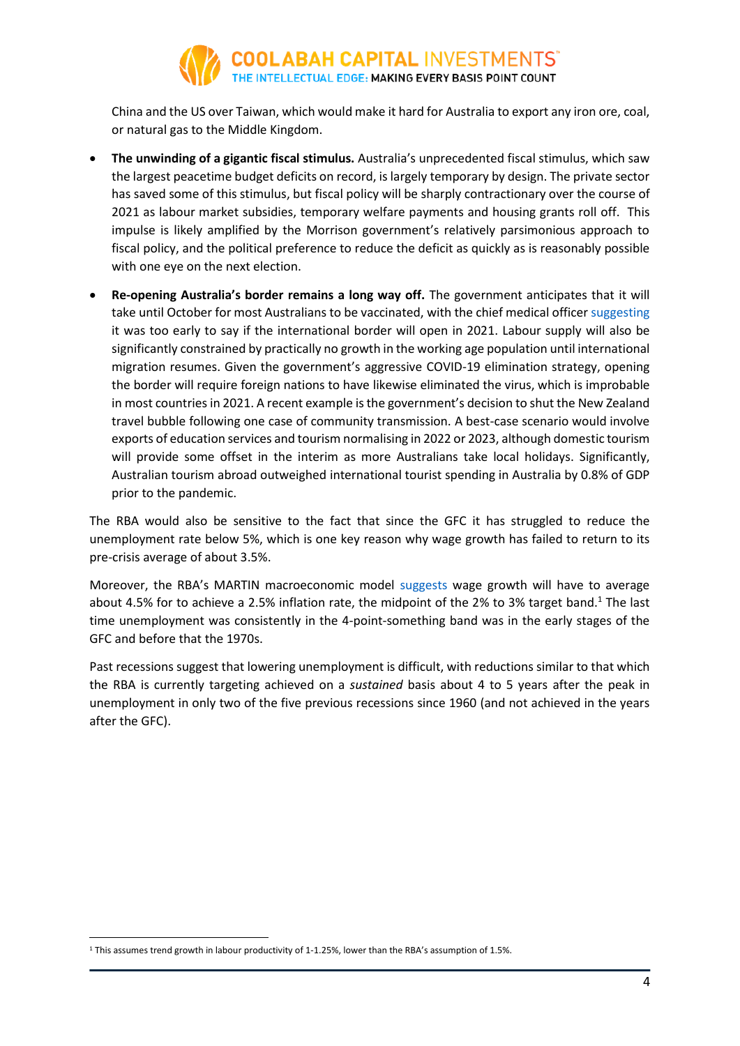China and the US over Taiwan, which would make it hard for Australia to export any iron ore, coal, or natural gas to the Middle Kingdom.

- **The unwinding of a gigantic fiscal stimulus.** Australia's unprecedented fiscal stimulus, which saw the largest peacetime budget deficits on record, is largely temporary by design. The private sector has saved some of this stimulus, but fiscal policy will be sharply contractionary over the course of 2021 as labour market subsidies, temporary welfare payments and housing grants roll off. This impulse is likely amplified by the Morrison government's relatively parsimonious approach to fiscal policy, and the political preference to reduce the deficit as quickly as is reasonably possible with one eye on the next election.
- **Re-opening Australia's border remains a long way off.** The government anticipates that it will take until October for most Australians to be vaccinated, with the chief medical officer suggesting it was too early to say if the international border will open in 2021. Labour supply will also be significantly constrained by practically no growth in the working age population until international migration resumes. Given the government's aggressive COVID-19 elimination strategy, opening the border will require foreign nations to have likewise eliminated the virus, which is improbable in most countries in 2021. A recent example is the government's decision to shut the New Zealand travel bubble following one case of community transmission. A best-case scenario would involve exports of education services and tourism normalising in 2022 or 2023, although domestic tourism will provide some offset in the interim as more Australians take local holidays. Significantly, Australian tourism abroad outweighed international tourist spending in Australia by 0.8% of GDP prior to the pandemic.

The RBA would also be sensitive to the fact that since the GFC it has struggled to reduce the unemployment rate below 5%, which is one key reason why wage growth has failed to return to its pre-crisis average of about 3.5%.

Moreover, the RBA's MARTIN macroeconomic model suggests wage growth will have to average about 4.5% for to achieve a 2.5% inflation rate, the midpoint of the 2% to 3% target band.[1] The last time unemployment was consistently in the 4-point-something band was in the early stages of the GFC and before that the 1970s.

Past recessions suggest that lowering unemployment is difficult, with reductions similar to that which the RBA is currently targeting achieved on a *sustained* basis about 4 to 5 years after the peak in unemployment in only two of the five previous recessions since 1960 (and not achieved in the years after the GFC).

[1] This assumes trend growth in labour productivity of 1-1.25%, lower than the RBA's assumption of 1.5%.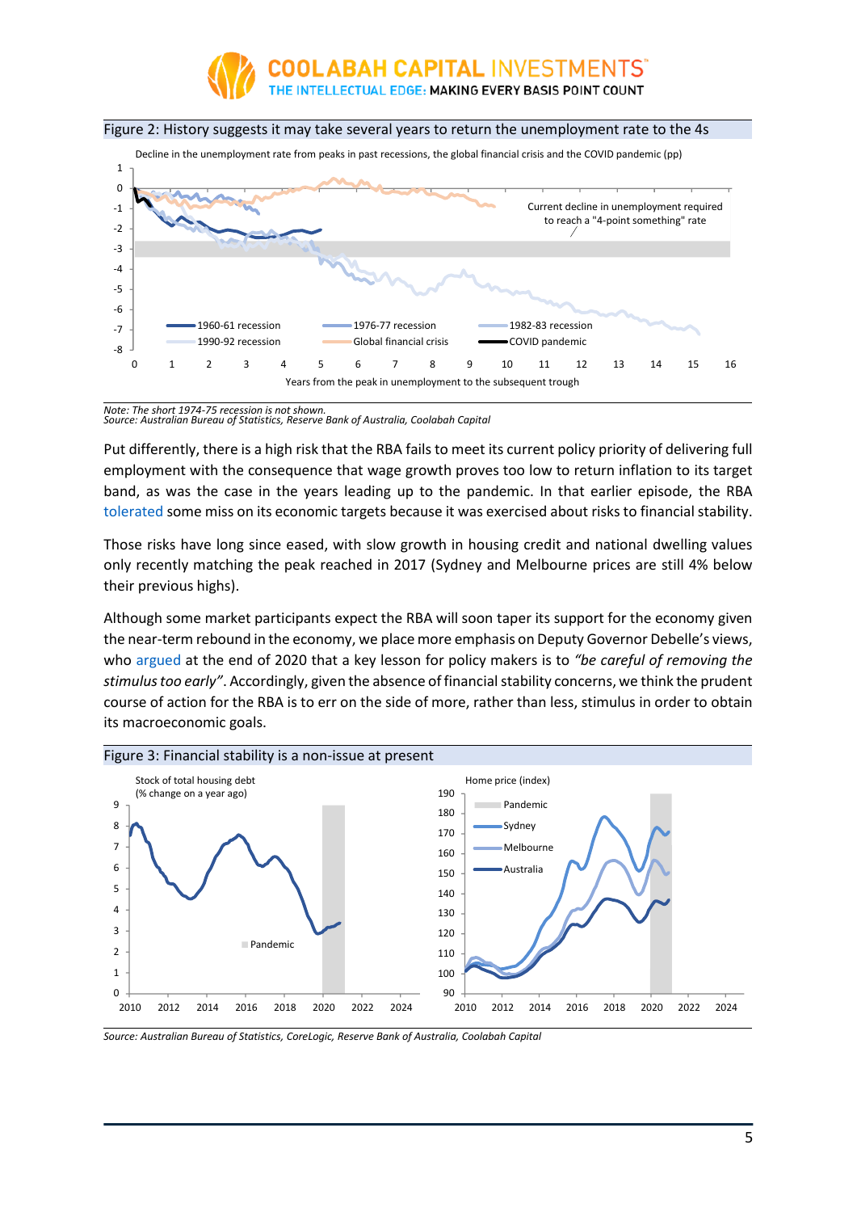Figure 2: History suggests it may take several years to return the unemployment rate to the 4s

Decline in the unemployment rate from peaks in past recessions, the global financial crisis and the COVID pandemic (pp)

Note: The short 1974-75 recession is not shown.
Source: Australian Bureau of Statistics, Reserve Bank of Australia, Coolabah Capital

Put differently, there is a high risk that the RBA fails to meet its current policy priority of delivering full employment with the consequence that wage growth proves too low to return inflation to its target band, as was the case in the years leading up to the pandemic. In that earlier episode, the RBA tolerated some miss on its economic targets because it was exercised about risks to financial stability.

Those risks have long since eased, with slow growth in housing credit and national dwelling values only recently matching the peak reached in 2017 (Sydney and Melbourne prices are still 4% below their previous highs).

Although some market participants expect the RBA will soon taper its support for the economy given the near-term rebound in the economy, we place more emphasis on Deputy Governor Debelle's views, who argued at the end of 2020 that a key lesson for policy makers is to *"be careful of removing the stimulus too early"*. Accordingly, given the absence of financial stability concerns, we think the prudent course of action for the RBA is to err on the side of more, rather than less, stimulus in order to obtain its macroeconomic goals.

Figure 3: Financial stability is a non-issue at present

Source: Australian Bureau of Statistics, CoreLogic, Reserve Bank of Australia, Coolabah Capital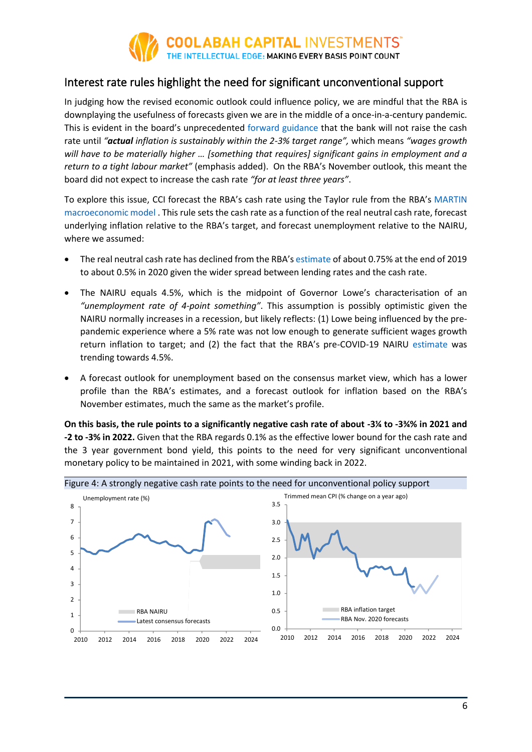## Interest rate rules highlight the need for significant unconventional support

In judging how the revised economic outlook could influence policy, we are mindful that the RBA is downplaying the usefulness of forecasts given we are in the middle of a once-in-a-century pandemic. This is evident in the board's unprecedented forward guidance that the bank will not raise the cash rate until *"**actual** inflation is sustainably within the 2-3% target range"*, which means *"wages growth will have to be materially higher … [something that requires] significant gains in employment and a return to a tight labour market"* (emphasis added). On the RBA's November outlook, this meant the board did not expect to increase the cash rate *"for at least three years"*.

To explore this issue, CCI forecast the RBA's cash rate using the Taylor rule from the RBA's MARTIN macroeconomic model . This rule sets the cash rate as a function of the real neutral cash rate, forecast underlying inflation relative to the RBA's target, and forecast unemployment relative to the NAIRU, where we assumed:

- The real neutral cash rate has declined from the RBA's estimate of about 0.75% at the end of 2019 to about 0.5% in 2020 given the wider spread between lending rates and the cash rate.
- The NAIRU equals 4.5%, which is the midpoint of Governor Lowe's characterisation of an *"unemployment rate of 4-point something"*. This assumption is possibly optimistic given the NAIRU normally increases in a recession, but likely reflects: (1) Lowe being influenced by the pre-pandemic experience where a 5% rate was not low enough to generate sufficient wages growth return inflation to target; and (2) the fact that the RBA's pre-COVID-19 NAIRU estimate was trending towards 4.5%.
- A forecast outlook for unemployment based on the consensus market view, which has a lower profile than the RBA's estimates, and a forecast outlook for inflation based on the RBA's November estimates, much the same as the market's profile.

**On this basis, the rule points to a significantly negative cash rate of about -3¼ to -3¾% in 2021 and -2 to -3% in 2022.** Given that the RBA regards 0.1% as the effective lower bound for the cash rate and the 3 year government bond yield, this points to the need for very significant unconventional monetary policy to be maintained in 2021, with some winding back in 2022.

Figure 4: A strongly negative cash rate points to the need for unconventional policy support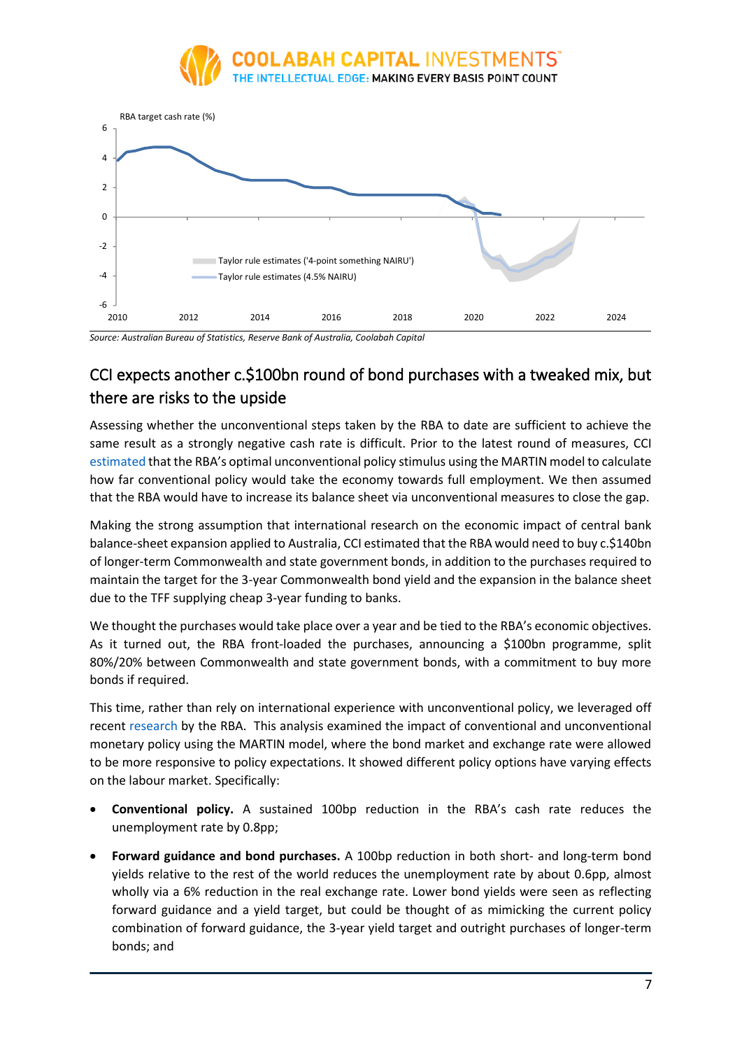RBA target cash rate (%)

Source: Australian Bureau of Statistics, Reserve Bank of Australia, Coolabah Capital

## CCI expects another c.$100bn round of bond purchases with a tweaked mix, but there are risks to the upside

Assessing whether the unconventional steps taken by the RBA to date are sufficient to achieve the same result as a strongly negative cash rate is difficult. Prior to the latest round of measures, CCI estimated that the RBA's optimal unconventional policy stimulus using the MARTIN model to calculate how far conventional policy would take the economy towards full employment. We then assumed that the RBA would have to increase its balance sheet via unconventional measures to close the gap.

Making the strong assumption that international research on the economic impact of central bank balance-sheet expansion applied to Australia, CCI estimated that the RBA would need to buy c.$140bn of longer-term Commonwealth and state government bonds, in addition to the purchases required to maintain the target for the 3-year Commonwealth bond yield and the expansion in the balance sheet due to the TFF supplying cheap 3-year funding to banks.

We thought the purchases would take place over a year and be tied to the RBA's economic objectives. As it turned out, the RBA front-loaded the purchases, announcing a $100bn programme, split 80%/20% between Commonwealth and state government bonds, with a commitment to buy more bonds if required.

This time, rather than rely on international experience with unconventional policy, we leveraged off recent research by the RBA. This analysis examined the impact of conventional and unconventional monetary policy using the MARTIN model, where the bond market and exchange rate were allowed to be more responsive to policy expectations. It showed different policy options have varying effects on the labour market. Specifically:

- **Conventional policy.** A sustained 100bp reduction in the RBA's cash rate reduces the unemployment rate by 0.8pp;
- **Forward guidance and bond purchases.** A 100bp reduction in both short- and long-term bond yields relative to the rest of the world reduces the unemployment rate by about 0.6pp, almost wholly via a 6% reduction in the real exchange rate. Lower bond yields were seen as reflecting forward guidance and a yield target, but could be thought of as mimicking the current policy combination of forward guidance, the 3-year yield target and outright purchases of longer-term bonds; and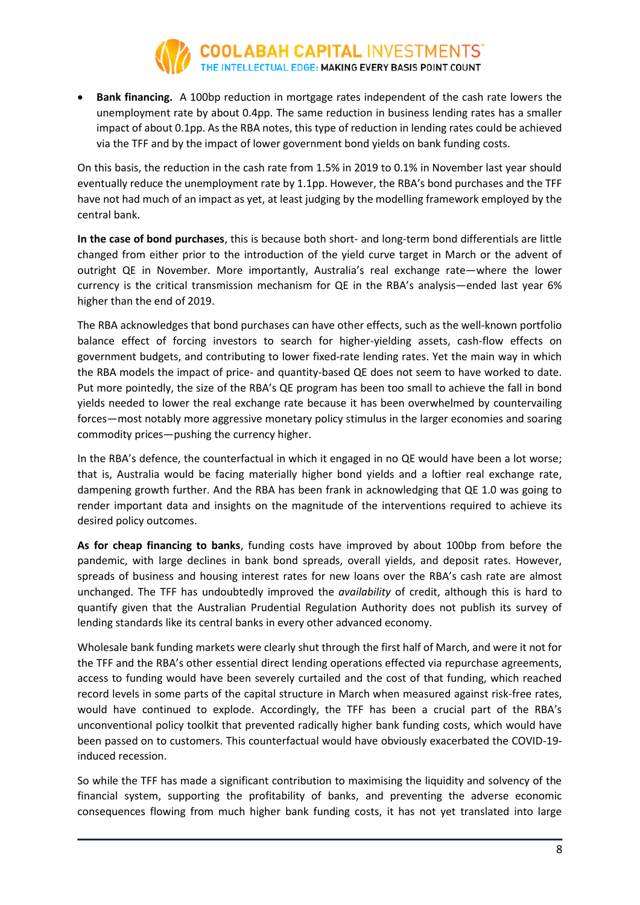- **Bank financing.** A 100bp reduction in mortgage rates independent of the cash rate lowers the unemployment rate by about 0.4pp. The same reduction in business lending rates has a smaller impact of about 0.1pp. As the RBA notes, this type of reduction in lending rates could be achieved via the TFF and by the impact of lower government bond yields on bank funding costs.

On this basis, the reduction in the cash rate from 1.5% in 2019 to 0.1% in November last year should eventually reduce the unemployment rate by 1.1pp. However, the RBA's bond purchases and the TFF have not had much of an impact as yet, at least judging by the modelling framework employed by the central bank.

**In the case of bond purchases**, this is because both short- and long-term bond differentials are little changed from either prior to the introduction of the yield curve target in March or the advent of outright QE in November. More importantly, Australia's real exchange rate—where the lower currency is the critical transmission mechanism for QE in the RBA's analysis—ended last year 6% higher than the end of 2019.

The RBA acknowledges that bond purchases can have other effects, such as the well-known portfolio balance effect of forcing investors to search for higher-yielding assets, cash-flow effects on government budgets, and contributing to lower fixed-rate lending rates. Yet the main way in which the RBA models the impact of price- and quantity-based QE does not seem to have worked to date. Put more pointedly, the size of the RBA's QE program has been too small to achieve the fall in bond yields needed to lower the real exchange rate because it has been overwhelmed by countervailing forces—most notably more aggressive monetary policy stimulus in the larger economies and soaring commodity prices—pushing the currency higher.

In the RBA's defence, the counterfactual in which it engaged in no QE would have been a lot worse; that is, Australia would be facing materially higher bond yields and a loftier real exchange rate, dampening growth further. And the RBA has been frank in acknowledging that QE 1.0 was going to render important data and insights on the magnitude of the interventions required to achieve its desired policy outcomes.

**As for cheap financing to banks**, funding costs have improved by about 100bp from before the pandemic, with large declines in bank bond spreads, overall yields, and deposit rates. However, spreads of business and housing interest rates for new loans over the RBA's cash rate are almost unchanged. The TFF has undoubtedly improved the *availability* of credit, although this is hard to quantify given that the Australian Prudential Regulation Authority does not publish its survey of lending standards like its central banks in every other advanced economy.

Wholesale bank funding markets were clearly shut through the first half of March, and were it not for the TFF and the RBA's other essential direct lending operations effected via repurchase agreements, access to funding would have been severely curtailed and the cost of that funding, which reached record levels in some parts of the capital structure in March when measured against risk-free rates, would have continued to explode. Accordingly, the TFF has been a crucial part of the RBA's unconventional policy toolkit that prevented radically higher bank funding costs, which would have been passed on to customers. This counterfactual would have obviously exacerbated the COVID-19-induced recession.

So while the TFF has made a significant contribution to maximising the liquidity and solvency of the financial system, supporting the profitability of banks, and preventing the adverse economic consequences flowing from much higher bank funding costs, it has not yet translated into large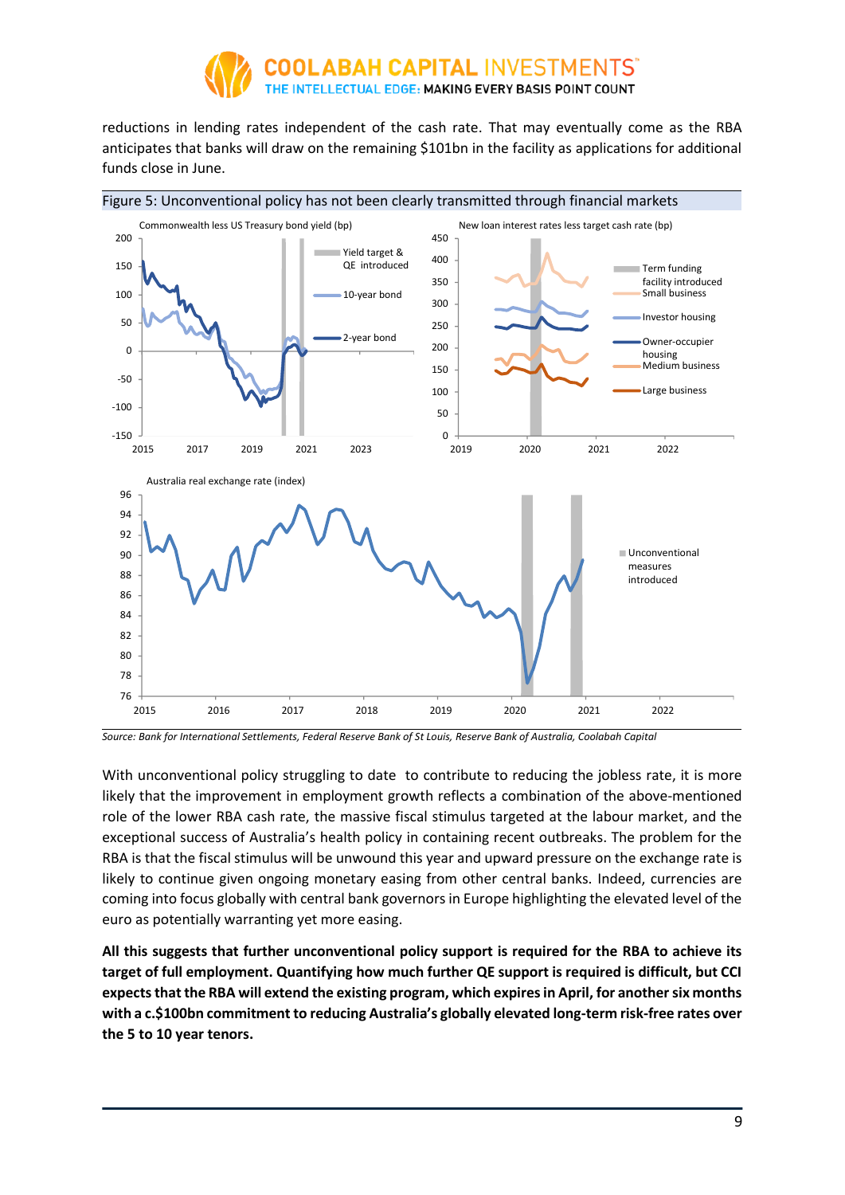reductions in lending rates independent of the cash rate. That may eventually come as the RBA anticipates that banks will draw on the remaining $101bn in the facility as applications for additional funds close in June.

Figure 5: Unconventional policy has not been clearly transmitted through financial markets

Source: Bank for International Settlements, Federal Reserve Bank of St Louis, Reserve Bank of Australia, Coolabah Capital

With unconventional policy struggling to date to contribute to reducing the jobless rate, it is more likely that the improvement in employment growth reflects a combination of the above-mentioned role of the lower RBA cash rate, the massive fiscal stimulus targeted at the labour market, and the exceptional success of Australia's health policy in containing recent outbreaks. The problem for the RBA is that the fiscal stimulus will be unwound this year and upward pressure on the exchange rate is likely to continue given ongoing monetary easing from other central banks. Indeed, currencies are coming into focus globally with central bank governors in Europe highlighting the elevated level of the euro as potentially warranting yet more easing.

**All this suggests that further unconventional policy support is required for the RBA to achieve its target of full employment. Quantifying how much further QE support is required is difficult, but CCI expects that the RBA will extend the existing program, which expires in April, for another six months with a c.$100bn commitment to reducing Australia's globally elevated long-term risk-free rates over the 5 to 10 year tenors.**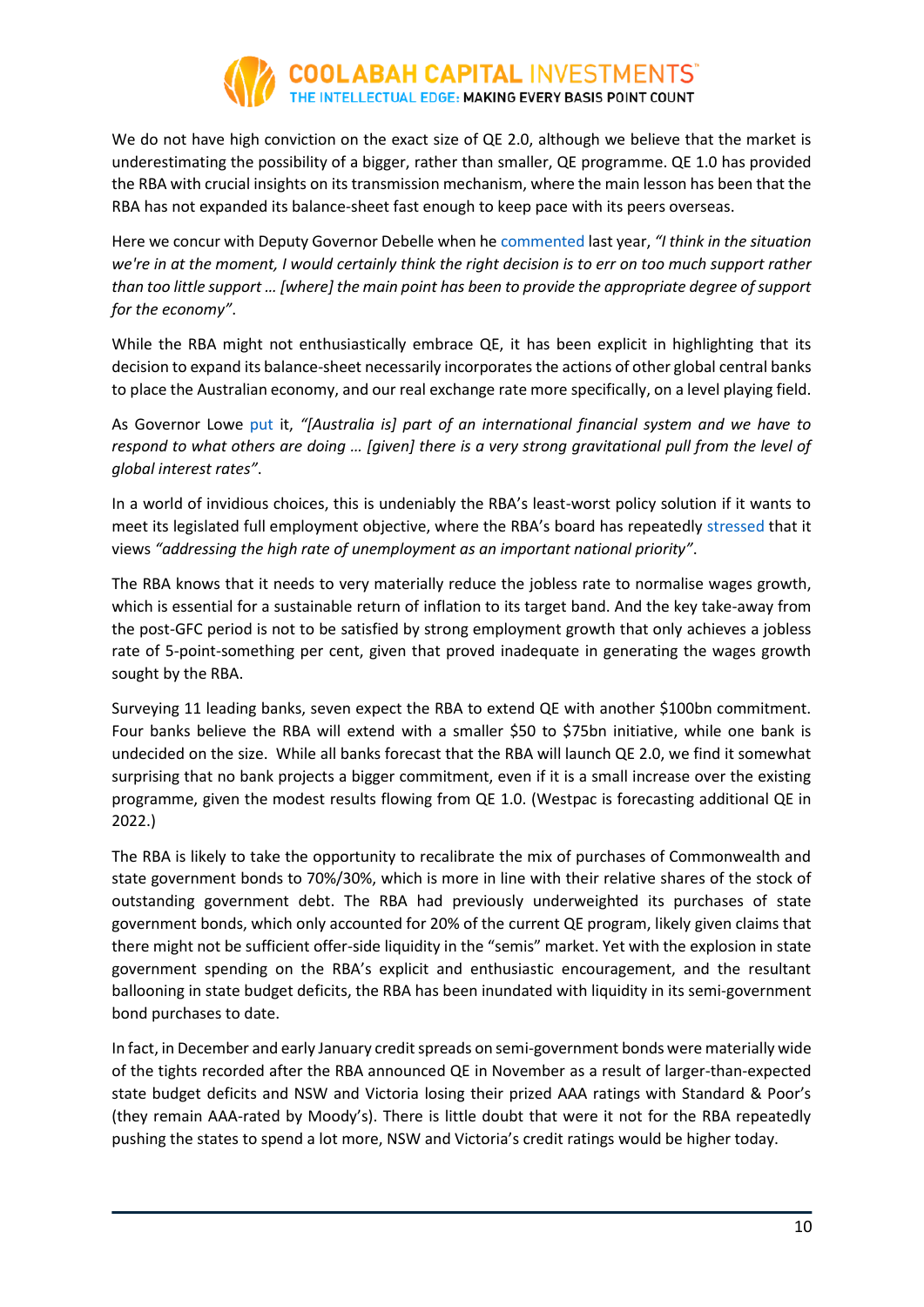We do not have high conviction on the exact size of QE 2.0, although we believe that the market is underestimating the possibility of a bigger, rather than smaller, QE programme. QE 1.0 has provided the RBA with crucial insights on its transmission mechanism, where the main lesson has been that the RBA has not expanded its balance-sheet fast enough to keep pace with its peers overseas.

Here we concur with Deputy Governor Debelle when he commented last year, *"I think in the situation we're in at the moment, I would certainly think the right decision is to err on too much support rather than too little support … [where] the main point has been to provide the appropriate degree of support for the economy"*.

While the RBA might not enthusiastically embrace QE, it has been explicit in highlighting that its decision to expand its balance-sheet necessarily incorporates the actions of other global central banks to place the Australian economy, and our real exchange rate more specifically, on a level playing field.

As Governor Lowe put it, *"[Australia is] part of an international financial system and we have to respond to what others are doing … [given] there is a very strong gravitational pull from the level of global interest rates"*.

In a world of invidious choices, this is undeniably the RBA's least-worst policy solution if it wants to meet its legislated full employment objective, where the RBA's board has repeatedly stressed that it views *"addressing the high rate of unemployment as an important national priority"*.

The RBA knows that it needs to very materially reduce the jobless rate to normalise wages growth, which is essential for a sustainable return of inflation to its target band. And the key take-away from the post-GFC period is not to be satisfied by strong employment growth that only achieves a jobless rate of 5-point-something per cent, given that proved inadequate in generating the wages growth sought by the RBA.

Surveying 11 leading banks, seven expect the RBA to extend QE with another $100bn commitment. Four banks believe the RBA will extend with a smaller $50 to $75bn initiative, while one bank is undecided on the size. While all banks forecast that the RBA will launch QE 2.0, we find it somewhat surprising that no bank projects a bigger commitment, even if it is a small increase over the existing programme, given the modest results flowing from QE 1.0. (Westpac is forecasting additional QE in 2022.)

The RBA is likely to take the opportunity to recalibrate the mix of purchases of Commonwealth and state government bonds to 70%/30%, which is more in line with their relative shares of the stock of outstanding government debt. The RBA had previously underweighted its purchases of state government bonds, which only accounted for 20% of the current QE program, likely given claims that there might not be sufficient offer-side liquidity in the "semis" market. Yet with the explosion in state government spending on the RBA's explicit and enthusiastic encouragement, and the resultant ballooning in state budget deficits, the RBA has been inundated with liquidity in its semi-government bond purchases to date.

In fact, in December and early January credit spreads on semi-government bonds were materially wide of the tights recorded after the RBA announced QE in November as a result of larger-than-expected state budget deficits and NSW and Victoria losing their prized AAA ratings with Standard & Poor's (they remain AAA-rated by Moody's). There is little doubt that were it not for the RBA repeatedly pushing the states to spend a lot more, NSW and Victoria's credit ratings would be higher today.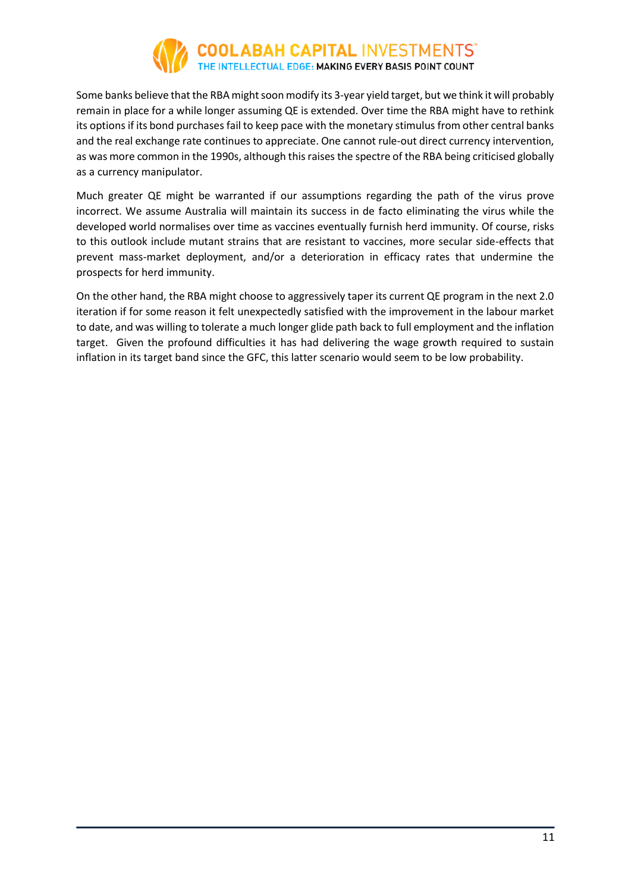Some banks believe that the RBA might soon modify its 3-year yield target, but we think it will probably remain in place for a while longer assuming QE is extended. Over time the RBA might have to rethink its options if its bond purchases fail to keep pace with the monetary stimulus from other central banks and the real exchange rate continues to appreciate. One cannot rule-out direct currency intervention, as was more common in the 1990s, although this raises the spectre of the RBA being criticised globally as a currency manipulator.

Much greater QE might be warranted if our assumptions regarding the path of the virus prove incorrect. We assume Australia will maintain its success in de facto eliminating the virus while the developed world normalises over time as vaccines eventually furnish herd immunity. Of course, risks to this outlook include mutant strains that are resistant to vaccines, more secular side-effects that prevent mass-market deployment, and/or a deterioration in efficacy rates that undermine the prospects for herd immunity.

On the other hand, the RBA might choose to aggressively taper its current QE program in the next 2.0 iteration if for some reason it felt unexpectedly satisfied with the improvement in the labour market to date, and was willing to tolerate a much longer glide path back to full employment and the inflation target. Given the profound difficulties it has had delivering the wage growth required to sustain inflation in its target band since the GFC, this latter scenario would seem to be low probability.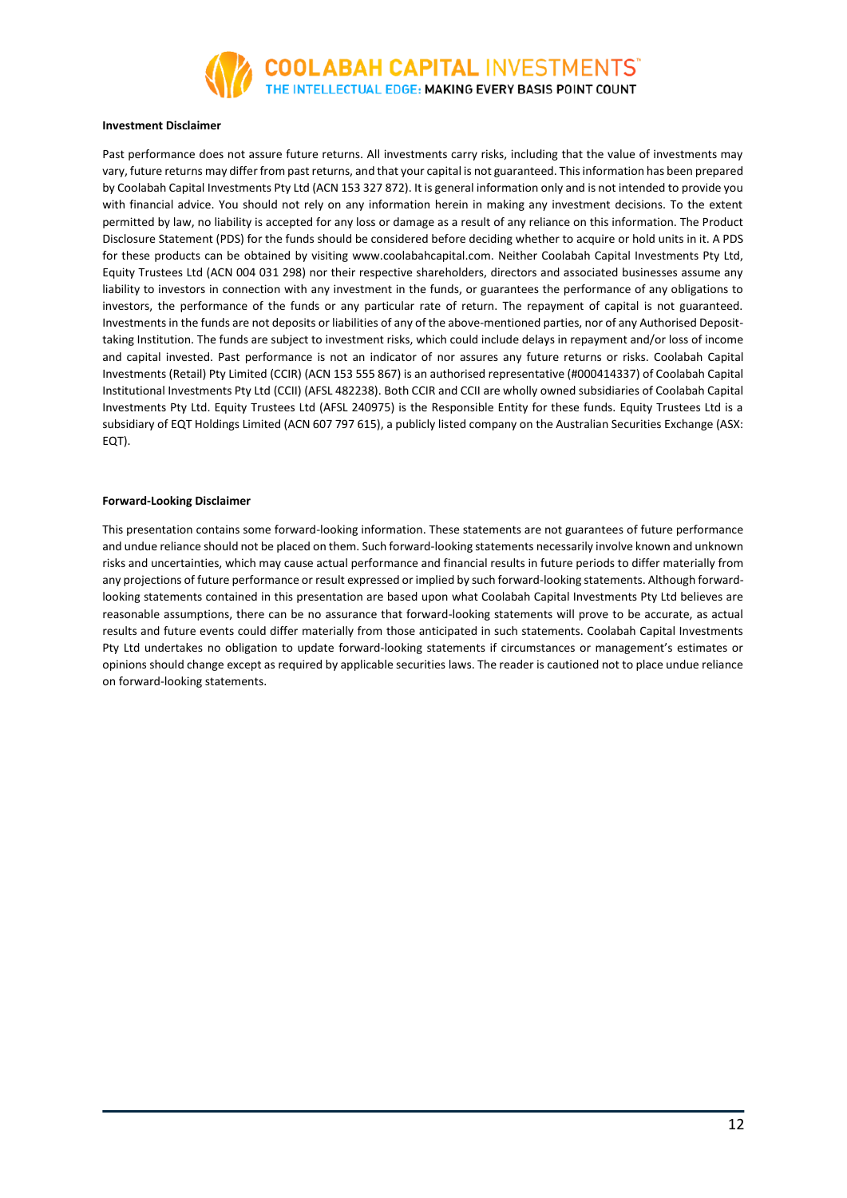**Investment Disclaimer**

Past performance does not assure future returns. All investments carry risks, including that the value of investments may vary, future returns may differ from past returns, and that your capital is not guaranteed. This information has been prepared by Coolabah Capital Investments Pty Ltd (ACN 153 327 872). It is general information only and is not intended to provide you with financial advice. You should not rely on any information herein in making any investment decisions. To the extent permitted by law, no liability is accepted for any loss or damage as a result of any reliance on this information. The Product Disclosure Statement (PDS) for the funds should be considered before deciding whether to acquire or hold units in it. A PDS for these products can be obtained by visiting www.coolabahcapital.com. Neither Coolabah Capital Investments Pty Ltd, Equity Trustees Ltd (ACN 004 031 298) nor their respective shareholders, directors and associated businesses assume any liability to investors in connection with any investment in the funds, or guarantees the performance of any obligations to investors, the performance of the funds or any particular rate of return. The repayment of capital is not guaranteed. Investments in the funds are not deposits or liabilities of any of the above-mentioned parties, nor of any Authorised Deposit-taking Institution. The funds are subject to investment risks, which could include delays in repayment and/or loss of income and capital invested. Past performance is not an indicator of nor assures any future returns or risks. Coolabah Capital Investments (Retail) Pty Limited (CCIR) (ACN 153 555 867) is an authorised representative (#000414337) of Coolabah Capital Institutional Investments Pty Ltd (CCII) (AFSL 482238). Both CCIR and CCII are wholly owned subsidiaries of Coolabah Capital Investments Pty Ltd. Equity Trustees Ltd (AFSL 240975) is the Responsible Entity for these funds. Equity Trustees Ltd is a subsidiary of EQT Holdings Limited (ACN 607 797 615), a publicly listed company on the Australian Securities Exchange (ASX: EQT).

**Forward-Looking Disclaimer**

This presentation contains some forward-looking information. These statements are not guarantees of future performance and undue reliance should not be placed on them. Such forward-looking statements necessarily involve known and unknown risks and uncertainties, which may cause actual performance and financial results in future periods to differ materially from any projections of future performance or result expressed or implied by such forward-looking statements. Although forward-looking statements contained in this presentation are based upon what Coolabah Capital Investments Pty Ltd believes are reasonable assumptions, there can be no assurance that forward-looking statements will prove to be accurate, as actual results and future events could differ materially from those anticipated in such statements. Coolabah Capital Investments Pty Ltd undertakes no obligation to update forward-looking statements if circumstances or management's estimates or opinions should change except as required by applicable securities laws. The reader is cautioned not to place undue reliance on forward-looking statements.